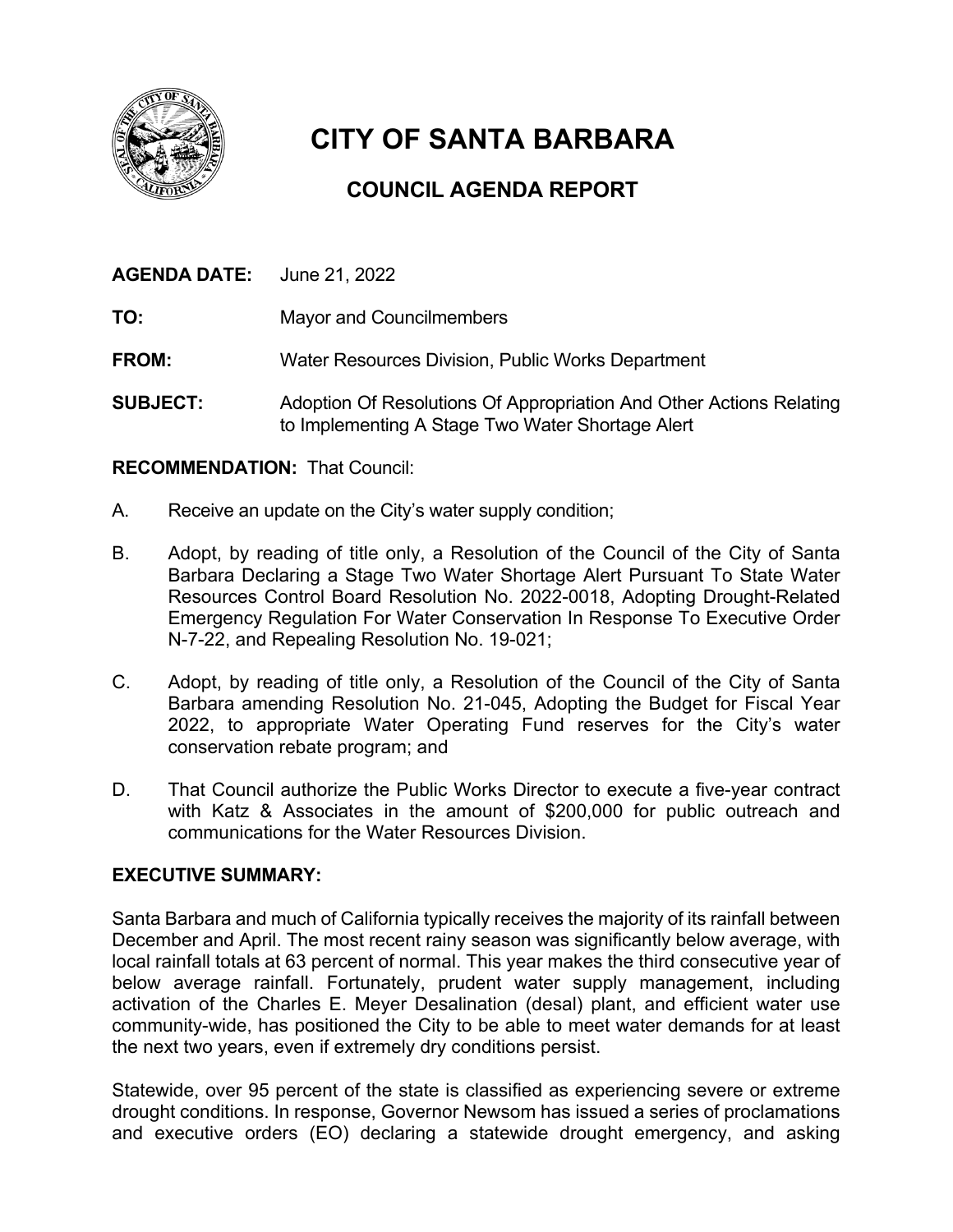# CITY OF SANTA BARBARA

## COUNCIL AGENDA REPORT

**AGENDA DATE:** June 21, 2022

**TO:** Mayor and Councilmembers

**FROM:** Water Resources Division, Public Works Department

**SUBJECT:** Adoption Of Resolutions Of Appropriation And Other Actions Relating to Implementing A Stage Two Water Shortage Alert

**RECOMMENDATION:** That Council:

A. Receive an update on the City's water supply condition;

B. Adopt, by reading of title only, a Resolution of the Council of the City of Santa Barbara Declaring a Stage Two Water Shortage Alert Pursuant To State Water Resources Control Board Resolution No. 2022-0018, Adopting Drought-Related Emergency Regulation For Water Conservation In Response To Executive Order N-7-22, and Repealing Resolution No. 19-021;

C. Adopt, by reading of title only, a Resolution of the Council of the City of Santa Barbara amending Resolution No. 21-045, Adopting the Budget for Fiscal Year 2022, to appropriate Water Operating Fund reserves for the City's water conservation rebate program; and

D. That Council authorize the Public Works Director to execute a five-year contract with Katz & Associates in the amount of $200,000 for public outreach and communications for the Water Resources Division.

**EXECUTIVE SUMMARY:**

Santa Barbara and much of California typically receives the majority of its rainfall between December and April. The most recent rainy season was significantly below average, with local rainfall totals at 63 percent of normal. This year makes the third consecutive year of below average rainfall. Fortunately, prudent water supply management, including activation of the Charles E. Meyer Desalination (desal) plant, and efficient water use community-wide, has positioned the City to be able to meet water demands for at least the next two years, even if extremely dry conditions persist.

Statewide, over 95 percent of the state is classified as experiencing severe or extreme drought conditions. In response, Governor Newsom has issued a series of proclamations and executive orders (EO) declaring a statewide drought emergency, and asking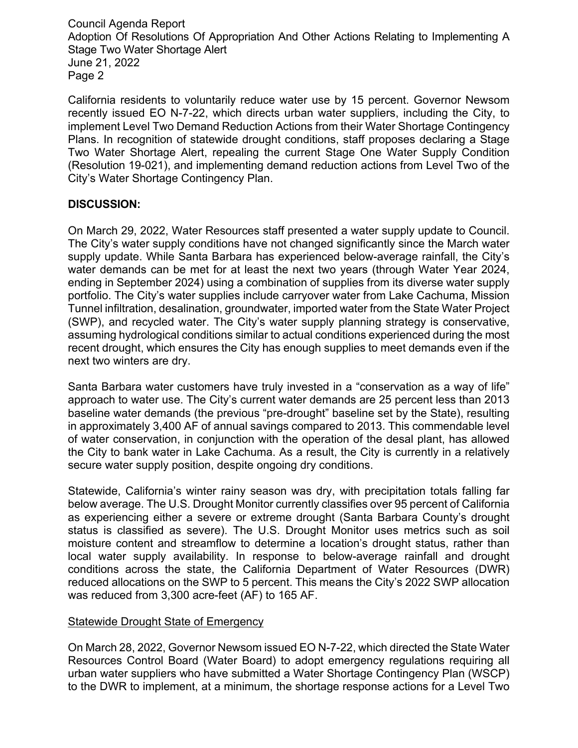California residents to voluntarily reduce water use by 15 percent. Governor Newsom recently issued EO N-7-22, which directs urban water suppliers, including the City, to implement Level Two Demand Reduction Actions from their Water Shortage Contingency Plans. In recognition of statewide drought conditions, staff proposes declaring a Stage Two Water Shortage Alert, repealing the current Stage One Water Supply Condition (Resolution 19-021), and implementing demand reduction actions from Level Two of the City's Water Shortage Contingency Plan.

**DISCUSSION:**

On March 29, 2022, Water Resources staff presented a water supply update to Council. The City's water supply conditions have not changed significantly since the March water supply update. While Santa Barbara has experienced below-average rainfall, the City's water demands can be met for at least the next two years (through Water Year 2024, ending in September 2024) using a combination of supplies from its diverse water supply portfolio. The City's water supplies include carryover water from Lake Cachuma, Mission Tunnel infiltration, desalination, groundwater, imported water from the State Water Project (SWP), and recycled water. The City's water supply planning strategy is conservative, assuming hydrological conditions similar to actual conditions experienced during the most recent drought, which ensures the City has enough supplies to meet demands even if the next two winters are dry.

Santa Barbara water customers have truly invested in a "conservation as a way of life" approach to water use. The City's current water demands are 25 percent less than 2013 baseline water demands (the previous "pre-drought" baseline set by the State), resulting in approximately 3,400 AF of annual savings compared to 2013. This commendable level of water conservation, in conjunction with the operation of the desal plant, has allowed the City to bank water in Lake Cachuma. As a result, the City is currently in a relatively secure water supply position, despite ongoing dry conditions.

Statewide, California's winter rainy season was dry, with precipitation totals falling far below average. The U.S. Drought Monitor currently classifies over 95 percent of California as experiencing either a severe or extreme drought (Santa Barbara County's drought status is classified as severe). The U.S. Drought Monitor uses metrics such as soil moisture content and streamflow to determine a location's drought status, rather than local water supply availability. In response to below-average rainfall and drought conditions across the state, the California Department of Water Resources (DWR) reduced allocations on the SWP to 5 percent. This means the City's 2022 SWP allocation was reduced from 3,300 acre-feet (AF) to 165 AF.

<u>Statewide Drought State of Emergency</u>

On March 28, 2022, Governor Newsom issued EO N-7-22, which directed the State Water Resources Control Board (Water Board) to adopt emergency regulations requiring all urban water suppliers who have submitted a Water Shortage Contingency Plan (WSCP) to the DWR to implement, at a minimum, the shortage response actions for a Level Two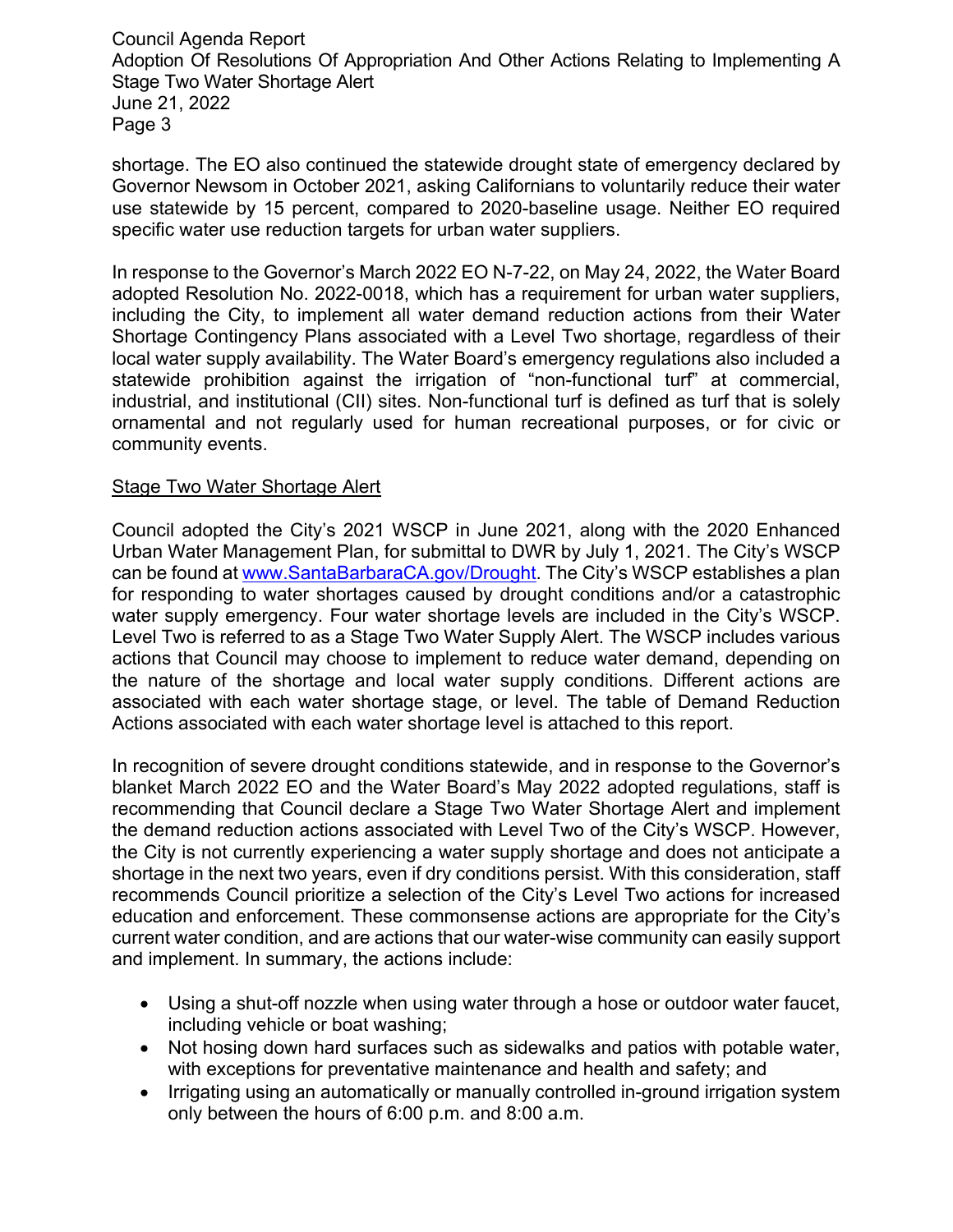shortage. The EO also continued the statewide drought state of emergency declared by Governor Newsom in October 2021, asking Californians to voluntarily reduce their water use statewide by 15 percent, compared to 2020-baseline usage. Neither EO required specific water use reduction targets for urban water suppliers.

In response to the Governor's March 2022 EO N-7-22, on May 24, 2022, the Water Board adopted Resolution No. 2022-0018, which has a requirement for urban water suppliers, including the City, to implement all water demand reduction actions from their Water Shortage Contingency Plans associated with a Level Two shortage, regardless of their local water supply availability. The Water Board's emergency regulations also included a statewide prohibition against the irrigation of "non-functional turf" at commercial, industrial, and institutional (CII) sites. Non-functional turf is defined as turf that is solely ornamental and not regularly used for human recreational purposes, or for civic or community events.

<u>Stage Two Water Shortage Alert</u>

Council adopted the City's 2021 WSCP in June 2021, along with the 2020 Enhanced Urban Water Management Plan, for submittal to DWR by July 1, 2021. The City's WSCP can be found at [www.SantaBarbaraCA.gov/Drought](www.SantaBarbaraCA.gov/Drought). The City's WSCP establishes a plan for responding to water shortages caused by drought conditions and/or a catastrophic water supply emergency. Four water shortage levels are included in the City's WSCP. Level Two is referred to as a Stage Two Water Supply Alert. The WSCP includes various actions that Council may choose to implement to reduce water demand, depending on the nature of the shortage and local water supply conditions. Different actions are associated with each water shortage stage, or level. The table of Demand Reduction Actions associated with each water shortage level is attached to this report.

In recognition of severe drought conditions statewide, and in response to the Governor's blanket March 2022 EO and the Water Board's May 2022 adopted regulations, staff is recommending that Council declare a Stage Two Water Shortage Alert and implement the demand reduction actions associated with Level Two of the City's WSCP. However, the City is not currently experiencing a water supply shortage and does not anticipate a shortage in the next two years, even if dry conditions persist. With this consideration, staff recommends Council prioritize a selection of the City's Level Two actions for increased education and enforcement. These commonsense actions are appropriate for the City's current water condition, and are actions that our water-wise community can easily support and implement. In summary, the actions include:

- Using a shut-off nozzle when using water through a hose or outdoor water faucet, including vehicle or boat washing;
- Not hosing down hard surfaces such as sidewalks and patios with potable water, with exceptions for preventative maintenance and health and safety; and
- Irrigating using an automatically or manually controlled in-ground irrigation system only between the hours of 6:00 p.m. and 8:00 a.m.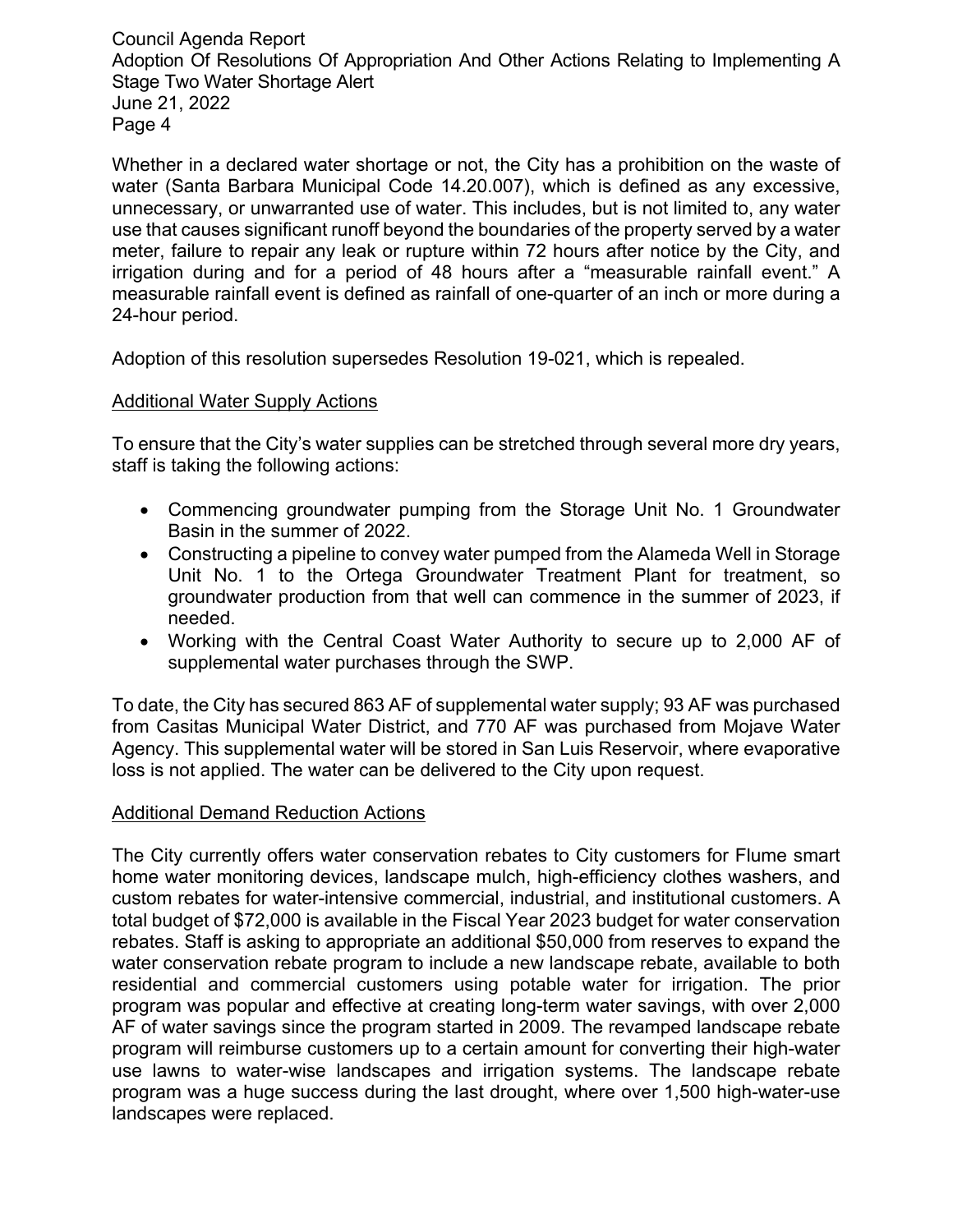Whether in a declared water shortage or not, the City has a prohibition on the waste of water (Santa Barbara Municipal Code 14.20.007), which is defined as any excessive, unnecessary, or unwarranted use of water. This includes, but is not limited to, any water use that causes significant runoff beyond the boundaries of the property served by a water meter, failure to repair any leak or rupture within 72 hours after notice by the City, and irrigation during and for a period of 48 hours after a "measurable rainfall event." A measurable rainfall event is defined as rainfall of one-quarter of an inch or more during a 24-hour period.

Adoption of this resolution supersedes Resolution 19-021, which is repealed.

## Additional Water Supply Actions

To ensure that the City's water supplies can be stretched through several more dry years, staff is taking the following actions:

- Commencing groundwater pumping from the Storage Unit No. 1 Groundwater Basin in the summer of 2022.
- Constructing a pipeline to convey water pumped from the Alameda Well in Storage Unit No. 1 to the Ortega Groundwater Treatment Plant for treatment, so groundwater production from that well can commence in the summer of 2023, if needed.
- Working with the Central Coast Water Authority to secure up to 2,000 AF of supplemental water purchases through the SWP.

To date, the City has secured 863 AF of supplemental water supply; 93 AF was purchased from Casitas Municipal Water District, and 770 AF was purchased from Mojave Water Agency. This supplemental water will be stored in San Luis Reservoir, where evaporative loss is not applied. The water can be delivered to the City upon request.

## Additional Demand Reduction Actions

The City currently offers water conservation rebates to City customers for Flume smart home water monitoring devices, landscape mulch, high-efficiency clothes washers, and custom rebates for water-intensive commercial, industrial, and institutional customers. A total budget of $72,000 is available in the Fiscal Year 2023 budget for water conservation rebates. Staff is asking to appropriate an additional $50,000 from reserves to expand the water conservation rebate program to include a new landscape rebate, available to both residential and commercial customers using potable water for irrigation. The prior program was popular and effective at creating long-term water savings, with over 2,000 AF of water savings since the program started in 2009. The revamped landscape rebate program will reimburse customers up to a certain amount for converting their high-water use lawns to water-wise landscapes and irrigation systems. The landscape rebate program was a huge success during the last drought, where over 1,500 high-water-use landscapes were replaced.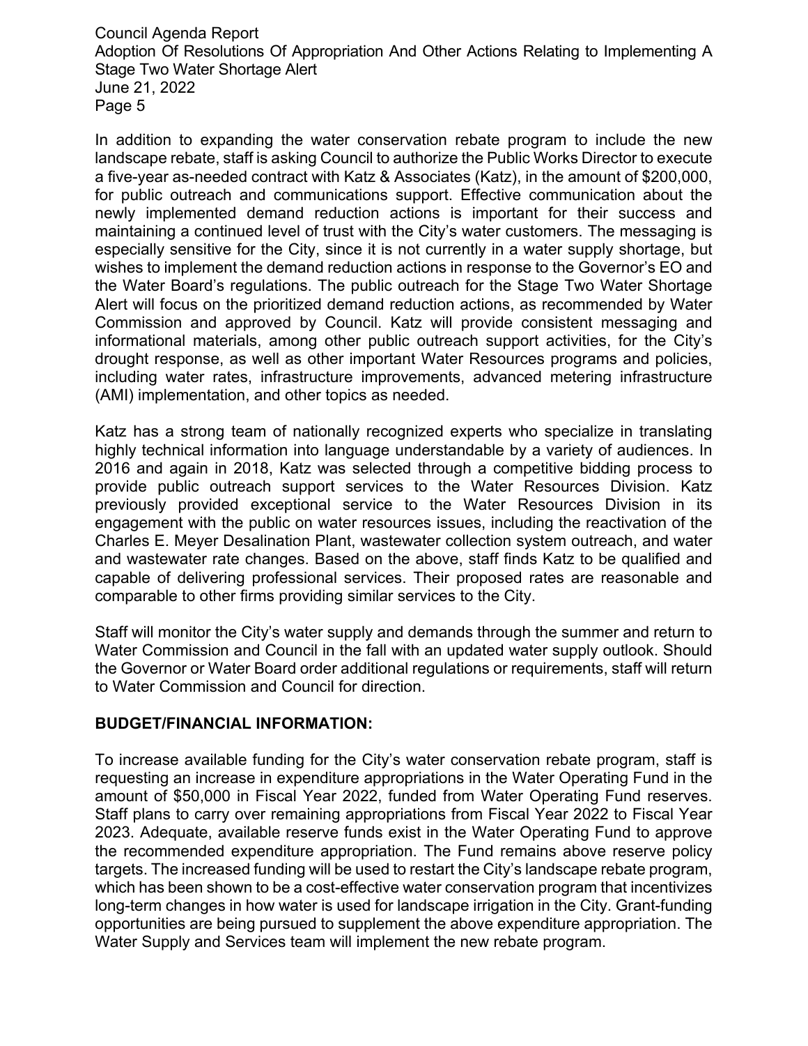In addition to expanding the water conservation rebate program to include the new landscape rebate, staff is asking Council to authorize the Public Works Director to execute a five-year as-needed contract with Katz & Associates (Katz), in the amount of $200,000, for public outreach and communications support. Effective communication about the newly implemented demand reduction actions is important for their success and maintaining a continued level of trust with the City's water customers. The messaging is especially sensitive for the City, since it is not currently in a water supply shortage, but wishes to implement the demand reduction actions in response to the Governor's EO and the Water Board's regulations. The public outreach for the Stage Two Water Shortage Alert will focus on the prioritized demand reduction actions, as recommended by Water Commission and approved by Council. Katz will provide consistent messaging and informational materials, among other public outreach support activities, for the City's drought response, as well as other important Water Resources programs and policies, including water rates, infrastructure improvements, advanced metering infrastructure (AMI) implementation, and other topics as needed.

Katz has a strong team of nationally recognized experts who specialize in translating highly technical information into language understandable by a variety of audiences. In 2016 and again in 2018, Katz was selected through a competitive bidding process to provide public outreach support services to the Water Resources Division. Katz previously provided exceptional service to the Water Resources Division in its engagement with the public on water resources issues, including the reactivation of the Charles E. Meyer Desalination Plant, wastewater collection system outreach, and water and wastewater rate changes. Based on the above, staff finds Katz to be qualified and capable of delivering professional services. Their proposed rates are reasonable and comparable to other firms providing similar services to the City.

Staff will monitor the City's water supply and demands through the summer and return to Water Commission and Council in the fall with an updated water supply outlook. Should the Governor or Water Board order additional regulations or requirements, staff will return to Water Commission and Council for direction.

**BUDGET/FINANCIAL INFORMATION:**

To increase available funding for the City's water conservation rebate program, staff is requesting an increase in expenditure appropriations in the Water Operating Fund in the amount of $50,000 in Fiscal Year 2022, funded from Water Operating Fund reserves. Staff plans to carry over remaining appropriations from Fiscal Year 2022 to Fiscal Year 2023. Adequate, available reserve funds exist in the Water Operating Fund to approve the recommended expenditure appropriation. The Fund remains above reserve policy targets. The increased funding will be used to restart the City's landscape rebate program, which has been shown to be a cost-effective water conservation program that incentivizes long-term changes in how water is used for landscape irrigation in the City. Grant-funding opportunities are being pursued to supplement the above expenditure appropriation. The Water Supply and Services team will implement the new rebate program.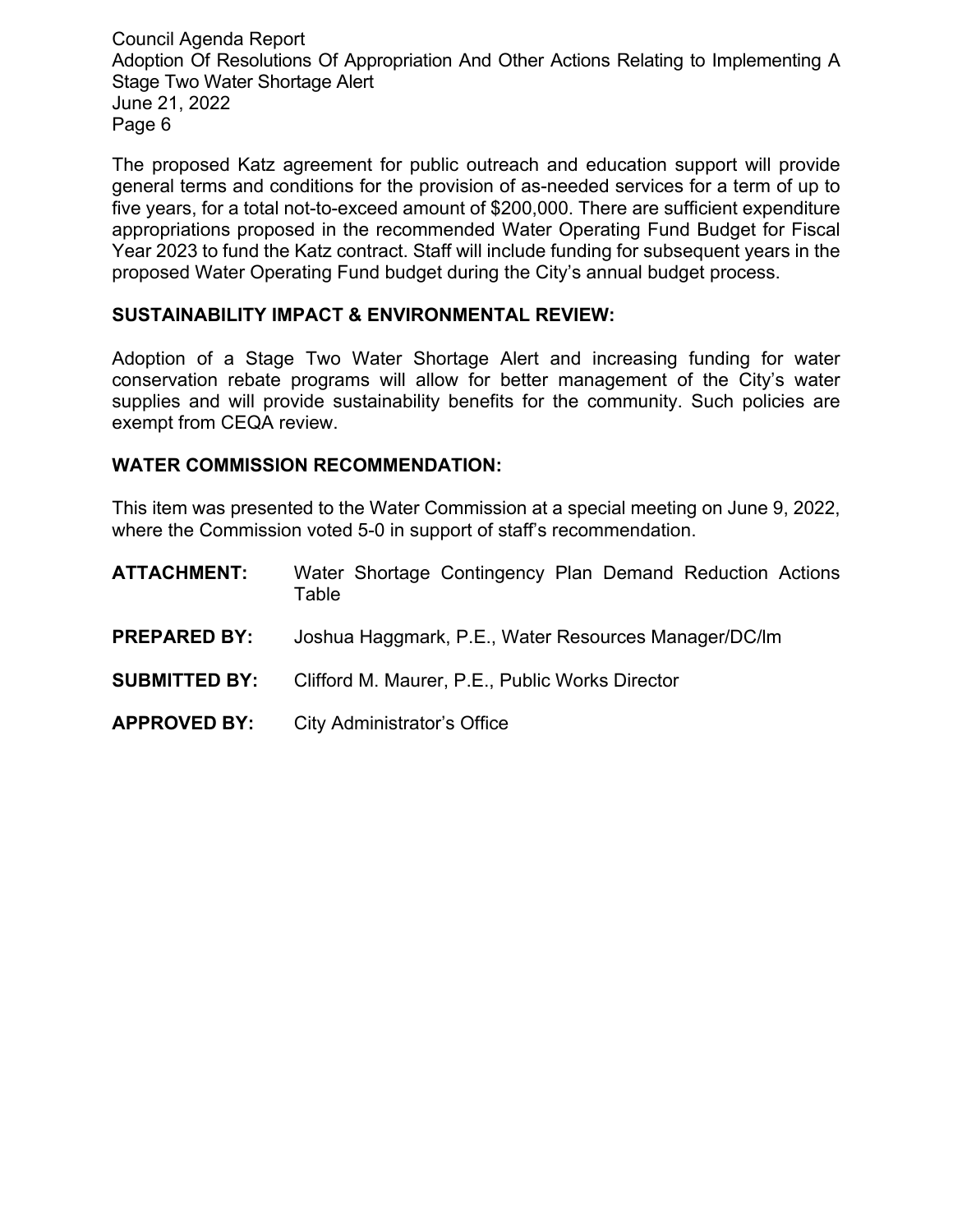The proposed Katz agreement for public outreach and education support will provide general terms and conditions for the provision of as-needed services for a term of up to five years, for a total not-to-exceed amount of $200,000. There are sufficient expenditure appropriations proposed in the recommended Water Operating Fund Budget for Fiscal Year 2023 to fund the Katz contract. Staff will include funding for subsequent years in the proposed Water Operating Fund budget during the City's annual budget process.

## SUSTAINABILITY IMPACT & ENVIRONMENTAL REVIEW:

Adoption of a Stage Two Water Shortage Alert and increasing funding for water conservation rebate programs will allow for better management of the City's water supplies and will provide sustainability benefits for the community. Such policies are exempt from CEQA review.

## WATER COMMISSION RECOMMENDATION:

This item was presented to the Water Commission at a special meeting on June 9, 2022, where the Commission voted 5-0 in support of staff's recommendation.

**ATTACHMENT:** Water Shortage Contingency Plan Demand Reduction Actions Table

**PREPARED BY:** Joshua Haggmark, P.E., Water Resources Manager/DC/lm

**SUBMITTED BY:** Clifford M. Maurer, P.E., Public Works Director

**APPROVED BY:** City Administrator's Office